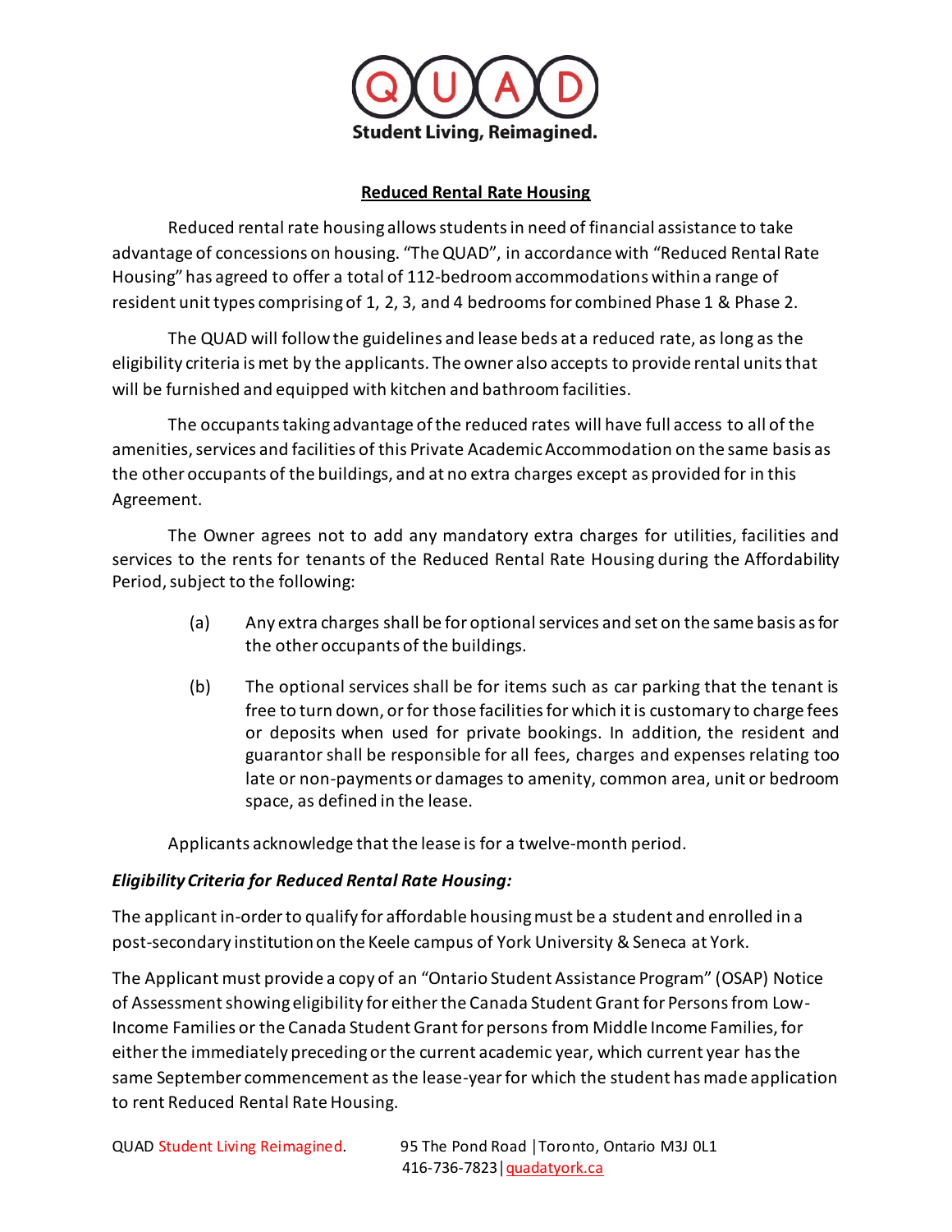QUAD

Student Living, Reimagined.

## Reduced Rental Rate Housing

Reduced rental rate housing allows students in need of financial assistance to take advantage of concessions on housing. "The QUAD", in accordance with "Reduced Rental Rate Housing" has agreed to offer a total of 112-bedroom accommodations within a range of resident unit types comprising of 1, 2, 3, and 4 bedrooms for combined Phase 1 & Phase 2.

The QUAD will follow the guidelines and lease beds at a reduced rate, as long as the eligibility criteria is met by the applicants. The owner also accepts to provide rental units that will be furnished and equipped with kitchen and bathroom facilities.

The occupants taking advantage of the reduced rates will have full access to all of the amenities, services and facilities of this Private Academic Accommodation on the same basis as the other occupants of the buildings, and at no extra charges except as provided for in this Agreement.

The Owner agrees not to add any mandatory extra charges for utilities, facilities and services to the rents for tenants of the Reduced Rental Rate Housing during the Affordability Period, subject to the following:

(a) Any extra charges shall be for optional services and set on the same basis as for the other occupants of the buildings.

(b) The optional services shall be for items such as car parking that the tenant is free to turn down, or for those facilities for which it is customary to charge fees or deposits when used for private bookings. In addition, the resident and guarantor shall be responsible for all fees, charges and expenses relating too late or non-payments or damages to amenity, common area, unit or bedroom space, as defined in the lease.

Applicants acknowledge that the lease is for a twelve-month period.

### *Eligibility Criteria for Reduced Rental Rate Housing:*

The applicant in-order to qualify for affordable housing must be a student and enrolled in a post-secondary institution on the Keele campus of York University & Seneca at York.

The Applicant must provide a copy of an "Ontario Student Assistance Program" (OSAP) Notice of Assessment showing eligibility for either the Canada Student Grant for Persons from Low-Income Families or the Canada Student Grant for persons from Middle Income Families, for either the immediately preceding or the current academic year, which current year has the same September commencement as the lease-year for which the student has made application to rent Reduced Rental Rate Housing.

QUAD Student Living Reimagined. 95 The Pond Road | Toronto, Ontario M3J 0L1
416-736-7823 | quadatyork.ca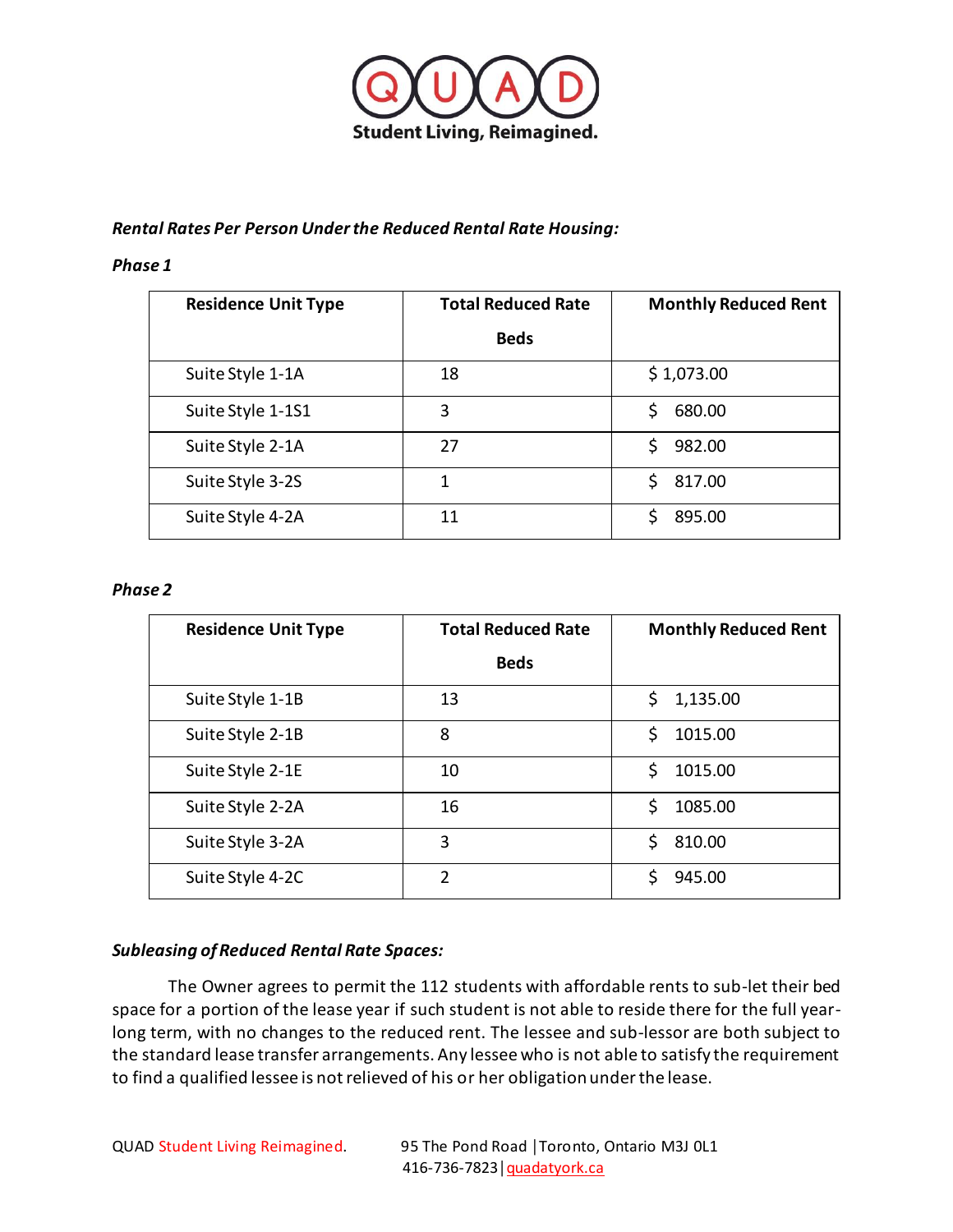***Rental Rates Per Person Under the Reduced Rental Rate Housing:***

***Phase 1***

| Residence Unit Type | Total Reduced Rate Beds | Monthly Reduced Rent |
|---|---|---|
| Suite Style 1-1A | 18 | $ 1,073.00 |
| Suite Style 1-1S1 | 3 | $ 680.00 |
| Suite Style 2-1A | 27 | $ 982.00 |
| Suite Style 3-2S | 1 | $ 817.00 |
| Suite Style 4-2A | 11 | $ 895.00 |

***Phase 2***

| Residence Unit Type | Total Reduced Rate Beds | Monthly Reduced Rent |
|---|---|---|
| Suite Style 1-1B | 13 | $ 1,135.00 |
| Suite Style 2-1B | 8 | $ 1015.00 |
| Suite Style 2-1E | 10 | $ 1015.00 |
| Suite Style 2-2A | 16 | $ 1085.00 |
| Suite Style 3-2A | 3 | $ 810.00 |
| Suite Style 4-2C | 2 | $ 945.00 |

***Subleasing of Reduced Rental Rate Spaces:***

The Owner agrees to permit the 112 students with affordable rents to sub-let their bed space for a portion of the lease year if such student is not able to reside there for the full year-long term, with no changes to the reduced rent. The lessee and sub-lessor are both subject to the standard lease transfer arrangements. Any lessee who is not able to satisfy the requirement to find a qualified lessee is not relieved of his or her obligation under the lease.